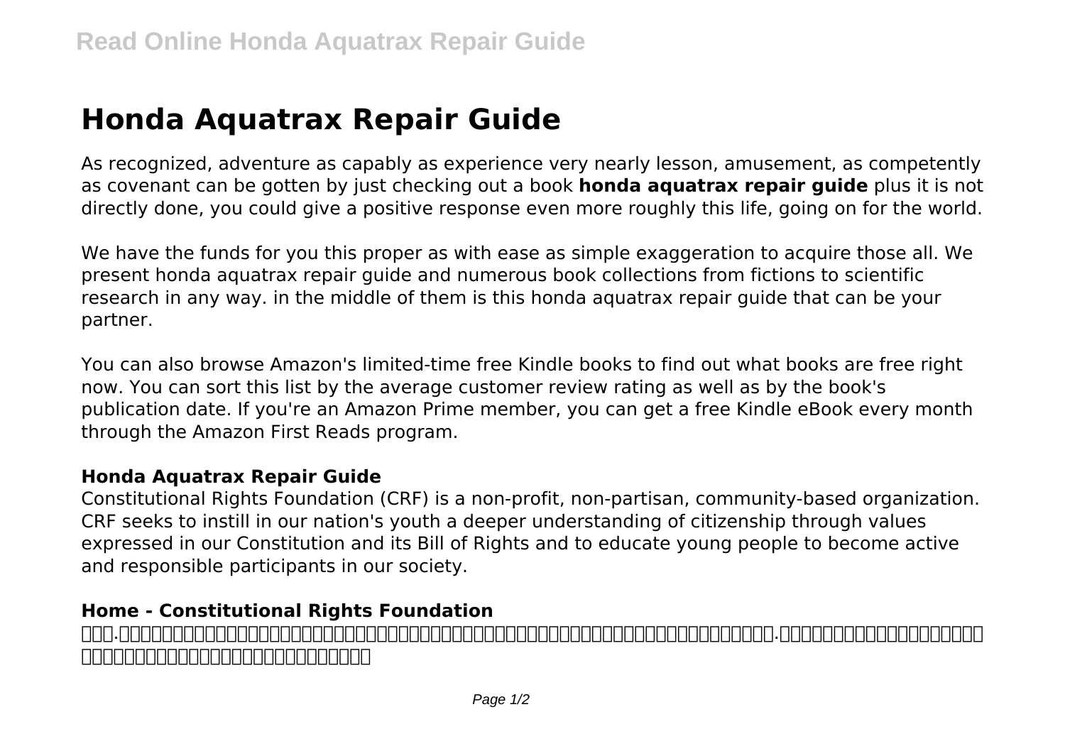# Honda Aquatrax Repair Guide

As recognized, adventure as capably as experience very nearly lesson, amusement, as competently as covenant can be gotten by just checking out a book **honda aquatrax repair guide** plus it is not directly done, you could give a positive response even more roughly this life, going on for the world.

We have the funds for you this proper as with ease as simple exaggeration to acquire those all. We present honda aquatrax repair guide and numerous book collections from fictions to scientific research in any way. in the middle of them is this honda aquatrax repair guide that can be your partner.

You can also browse Amazon's limited-time free Kindle books to find out what books are free right now. You can sort this list by the average customer review rating as well as by the book's publication date. If you're an Amazon Prime member, you can get a free Kindle eBook every month through the Amazon First Reads program.

### Honda Aquatrax Repair Guide

Constitutional Rights Foundation (CRF) is a non-profit, non-partisan, community-based organization. CRF seeks to instill in our nation's youth a deeper understanding of citizenship through values expressed in our Constitution and its Bill of Rights and to educate young people to become active and responsible participants in our society.

### Home - Constitutional Rights Foundation

□□□.□□□□□□□□□□□□□□□□□□□□□□□□□□□□□□□□□□□□□□□□□□□□□□□□□□□□□□□□□□□□□□.□□□□□□□□□□□□□□□□□□□□□□□□□□□□□□□□□□□□□□□□□□□□□□□□□□□□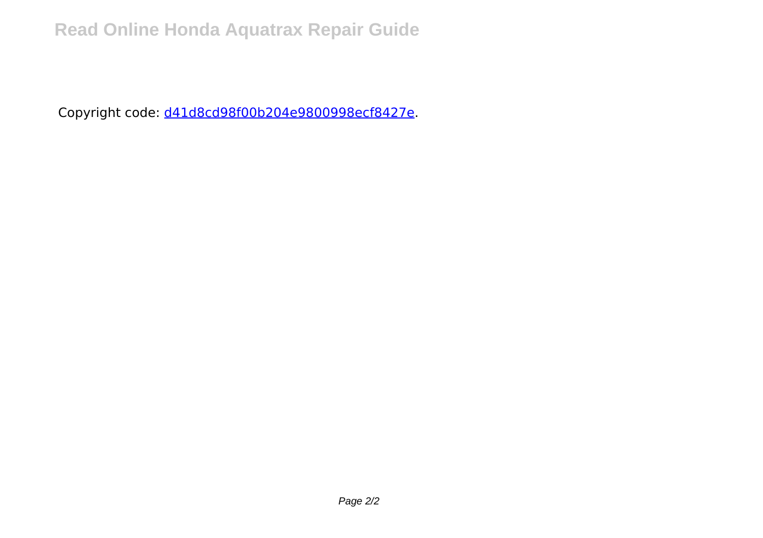Copyright code: [d41d8cd98f00b204e9800998ecf8427e](d41d8cd98f00b204e9800998ecf8427e).